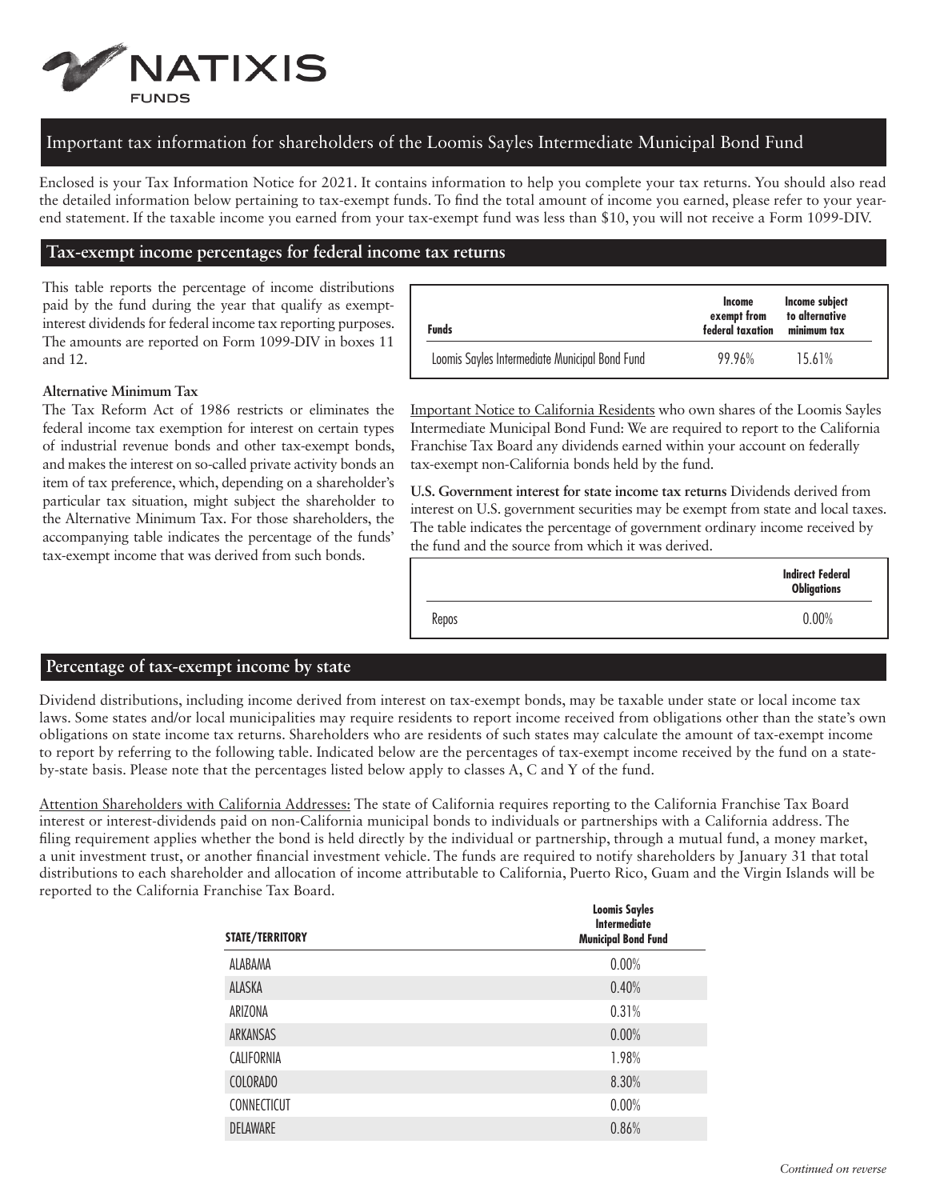NATIXIS FUNDS

# Important tax information for shareholders of the Loomis Sayles Intermediate Municipal Bond Fund

Enclosed is your Tax Information Notice for 2021. It contains information to help you complete your tax returns. You should also read the detailed information below pertaining to tax-exempt funds. To find the total amount of income you earned, please refer to your year-end statement. If the taxable income you earned from your tax-exempt fund was less than $10, you will not receive a Form 1099-DIV.

## Tax-exempt income percentages for federal income tax returns

This table reports the percentage of income distributions paid by the fund during the year that qualify as exempt-interest dividends for federal income tax reporting purposes. The amounts are reported on Form 1099-DIV in boxes 11 and 12.

| Funds | Income exempt from federal taxation | Income subject to alternative minimum tax |
|---|---|---|
| Loomis Sayles Intermediate Municipal Bond Fund | 99.96% | 15.61% |

**Alternative Minimum Tax**

The Tax Reform Act of 1986 restricts or eliminates the federal income tax exemption for interest on certain types of industrial revenue bonds and other tax-exempt bonds, and makes the interest on so-called private activity bonds an item of tax preference, which, depending on a shareholder's particular tax situation, might subject the shareholder to the Alternative Minimum Tax. For those shareholders, the accompanying table indicates the percentage of the funds' tax-exempt income that was derived from such bonds.

Important Notice to California Residents who own shares of the Loomis Sayles Intermediate Municipal Bond Fund: We are required to report to the California Franchise Tax Board any dividends earned within your account on federally tax-exempt non-California bonds held by the fund.

**U.S. Government interest for state income tax returns** Dividends derived from interest on U.S. government securities may be exempt from state and local taxes. The table indicates the percentage of government ordinary income received by the fund and the source from which it was derived.

| | Indirect Federal Obligations |
|---|---|
| Repos | 0.00% |

## Percentage of tax-exempt income by state

Dividend distributions, including income derived from interest on tax-exempt bonds, may be taxable under state or local income tax laws. Some states and/or local municipalities may require residents to report income received from obligations other than the state's own obligations on state income tax returns. Shareholders who are residents of such states may calculate the amount of tax-exempt income to report by referring to the following table. Indicated below are the percentages of tax-exempt income received by the fund on a state-by-state basis. Please note that the percentages listed below apply to classes A, C and Y of the fund.

Attention Shareholders with California Addresses: The state of California requires reporting to the California Franchise Tax Board interest or interest-dividends paid on non-California municipal bonds to individuals or partnerships with a California address. The filing requirement applies whether the bond is held directly by the individual or partnership, through a mutual fund, a money market, a unit investment trust, or another financial investment vehicle. The funds are required to notify shareholders by January 31 that total distributions to each shareholder and allocation of income attributable to California, Puerto Rico, Guam and the Virgin Islands will be reported to the California Franchise Tax Board.

| STATE/TERRITORY | Loomis Sayles Intermediate Municipal Bond Fund |
|---|---|
| ALABAMA | 0.00% |
| ALASKA | 0.40% |
| ARIZONA | 0.31% |
| ARKANSAS | 0.00% |
| CALIFORNIA | 1.98% |
| COLORADO | 8.30% |
| CONNECTICUT | 0.00% |
| DELAWARE | 0.86% |

*Continued on reverse*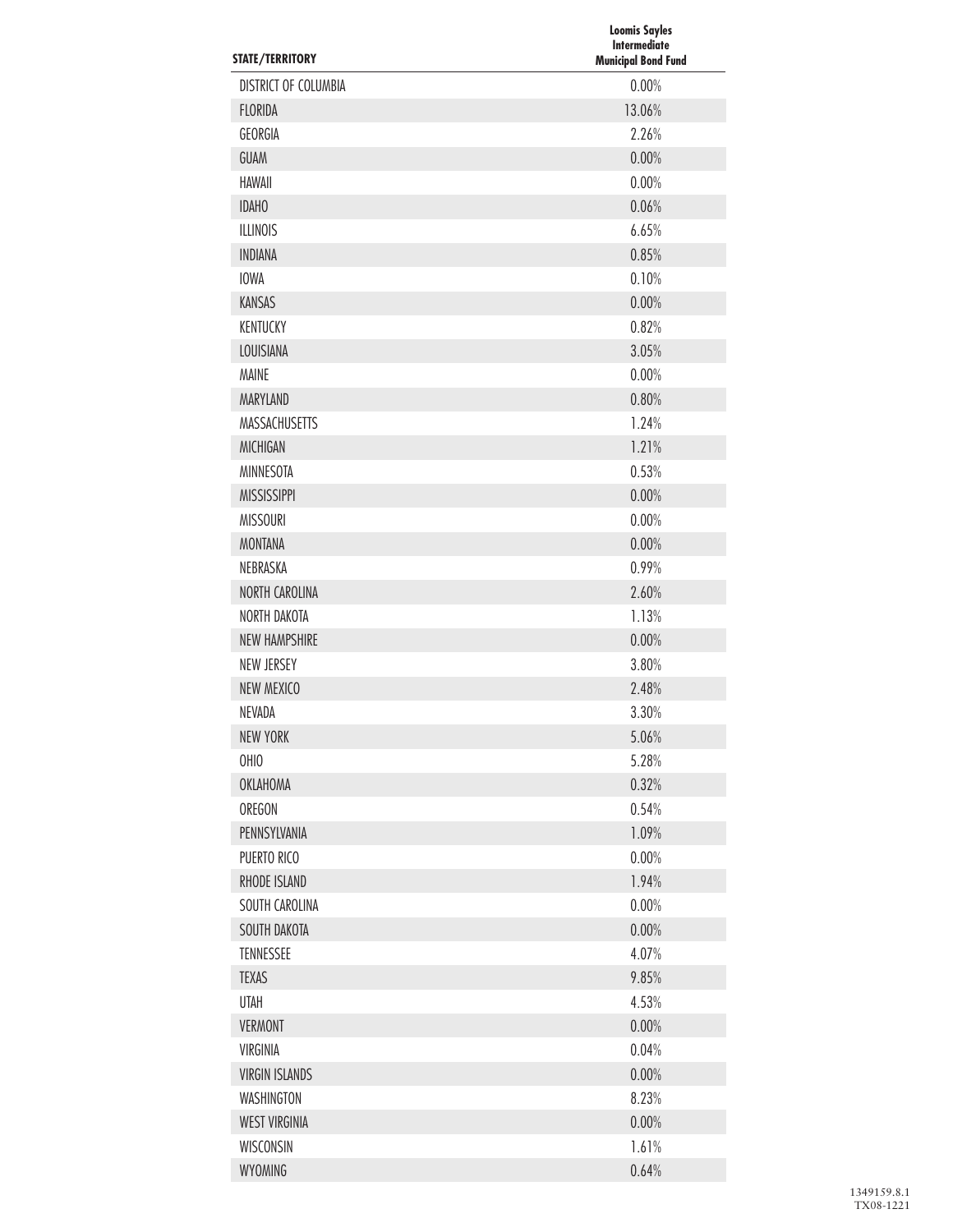| STATE/TERRITORY | Loomis Sayles Intermediate Municipal Bond Fund |
|---|---|
| DISTRICT OF COLUMBIA | 0.00% |
| FLORIDA | 13.06% |
| GEORGIA | 2.26% |
| GUAM | 0.00% |
| HAWAII | 0.00% |
| IDAHO | 0.06% |
| ILLINOIS | 6.65% |
| INDIANA | 0.85% |
| IOWA | 0.10% |
| KANSAS | 0.00% |
| KENTUCKY | 0.82% |
| LOUISIANA | 3.05% |
| MAINE | 0.00% |
| MARYLAND | 0.80% |
| MASSACHUSETTS | 1.24% |
| MICHIGAN | 1.21% |
| MINNESOTA | 0.53% |
| MISSISSIPPI | 0.00% |
| MISSOURI | 0.00% |
| MONTANA | 0.00% |
| NEBRASKA | 0.99% |
| NORTH CAROLINA | 2.60% |
| NORTH DAKOTA | 1.13% |
| NEW HAMPSHIRE | 0.00% |
| NEW JERSEY | 3.80% |
| NEW MEXICO | 2.48% |
| NEVADA | 3.30% |
| NEW YORK | 5.06% |
| OHIO | 5.28% |
| OKLAHOMA | 0.32% |
| OREGON | 0.54% |
| PENNSYLVANIA | 1.09% |
| PUERTO RICO | 0.00% |
| RHODE ISLAND | 1.94% |
| SOUTH CAROLINA | 0.00% |
| SOUTH DAKOTA | 0.00% |
| TENNESSEE | 4.07% |
| TEXAS | 9.85% |
| UTAH | 4.53% |
| VERMONT | 0.00% |
| VIRGINIA | 0.04% |
| VIRGIN ISLANDS | 0.00% |
| WASHINGTON | 8.23% |
| WEST VIRGINIA | 0.00% |
| WISCONSIN | 1.61% |
| WYOMING | 0.64% |

1349159.8.1
TX08-1221